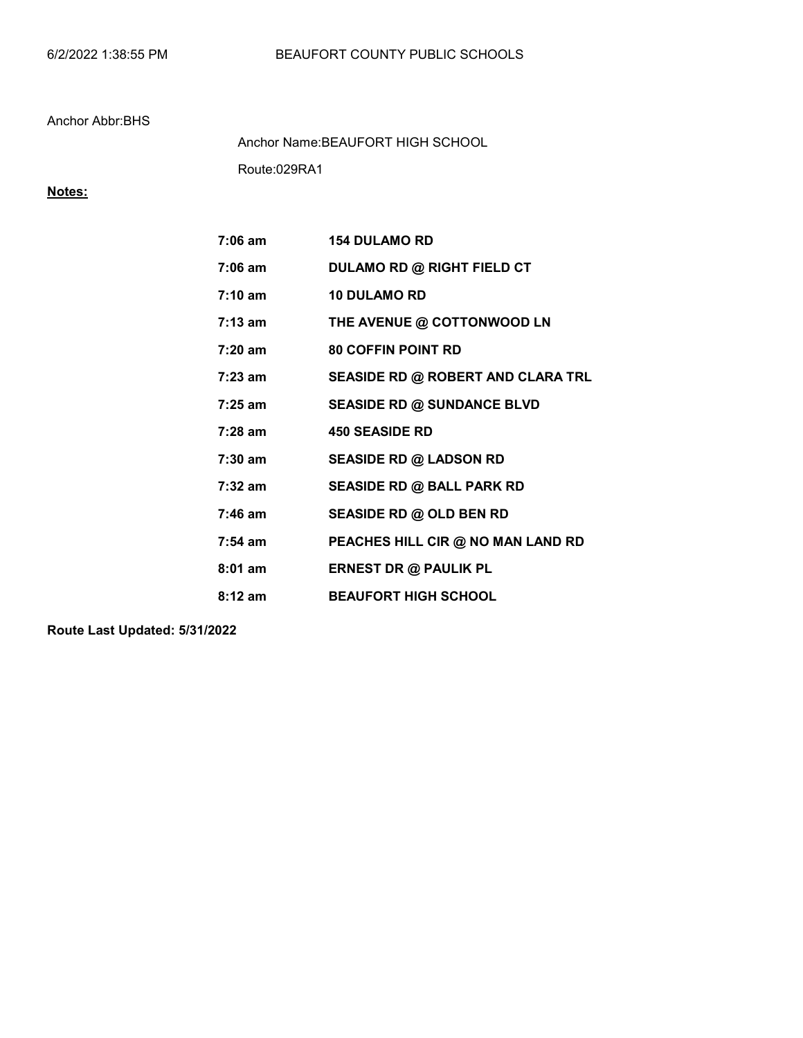Anchor Abbr:BHS

Anchor Name:BEAUFORT HIGH SCHOOL

Route:029RA1

**Notes:**

| | |
|---|---|
| **7:06 am** | **154 DULAMO RD** |
| **7:06 am** | **DULAMO RD @ RIGHT FIELD CT** |
| **7:10 am** | **10 DULAMO RD** |
| **7:13 am** | **THE AVENUE @ COTTONWOOD LN** |
| **7:20 am** | **80 COFFIN POINT RD** |
| **7:23 am** | **SEASIDE RD @ ROBERT AND CLARA TRL** |
| **7:25 am** | **SEASIDE RD @ SUNDANCE BLVD** |
| **7:28 am** | **450 SEASIDE RD** |
| **7:30 am** | **SEASIDE RD @ LADSON RD** |
| **7:32 am** | **SEASIDE RD @ BALL PARK RD** |
| **7:46 am** | **SEASIDE RD @ OLD BEN RD** |
| **7:54 am** | **PEACHES HILL CIR @ NO MAN LAND RD** |
| **8:01 am** | **ERNEST DR @ PAULIK PL** |
| **8:12 am** | **BEAUFORT HIGH SCHOOL** |

**Route Last Updated: 5/31/2022**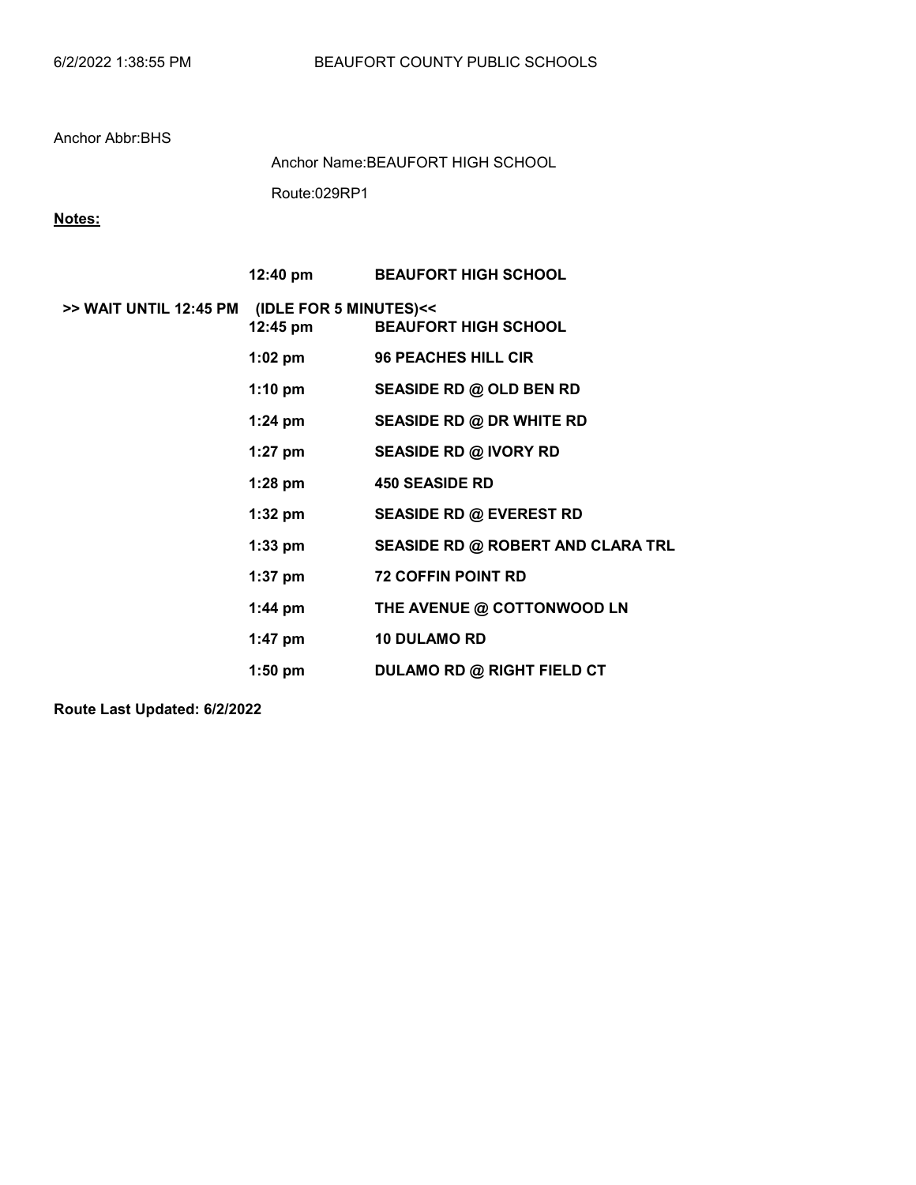Anchor Abbr:BHS

Anchor Name:BEAUFORT HIGH SCHOOL

Route:029RP1

**Notes:**

| | | |
|---|---|---|
| | **12:40 pm** | **BEAUFORT HIGH SCHOOL** |
| **>> WAIT UNTIL 12:45 PM** | **(IDLE FOR 5 MINUTES)<<** | |
| | **12:45 pm** | **BEAUFORT HIGH SCHOOL** |
| | **1:02 pm** | **96 PEACHES HILL CIR** |
| | **1:10 pm** | **SEASIDE RD @ OLD BEN RD** |
| | **1:24 pm** | **SEASIDE RD @ DR WHITE RD** |
| | **1:27 pm** | **SEASIDE RD @ IVORY RD** |
| | **1:28 pm** | **450 SEASIDE RD** |
| | **1:32 pm** | **SEASIDE RD @ EVEREST RD** |
| | **1:33 pm** | **SEASIDE RD @ ROBERT AND CLARA TRL** |
| | **1:37 pm** | **72 COFFIN POINT RD** |
| | **1:44 pm** | **THE AVENUE @ COTTONWOOD LN** |
| | **1:47 pm** | **10 DULAMO RD** |
| | **1:50 pm** | **DULAMO RD @ RIGHT FIELD CT** |

**Route Last Updated: 6/2/2022**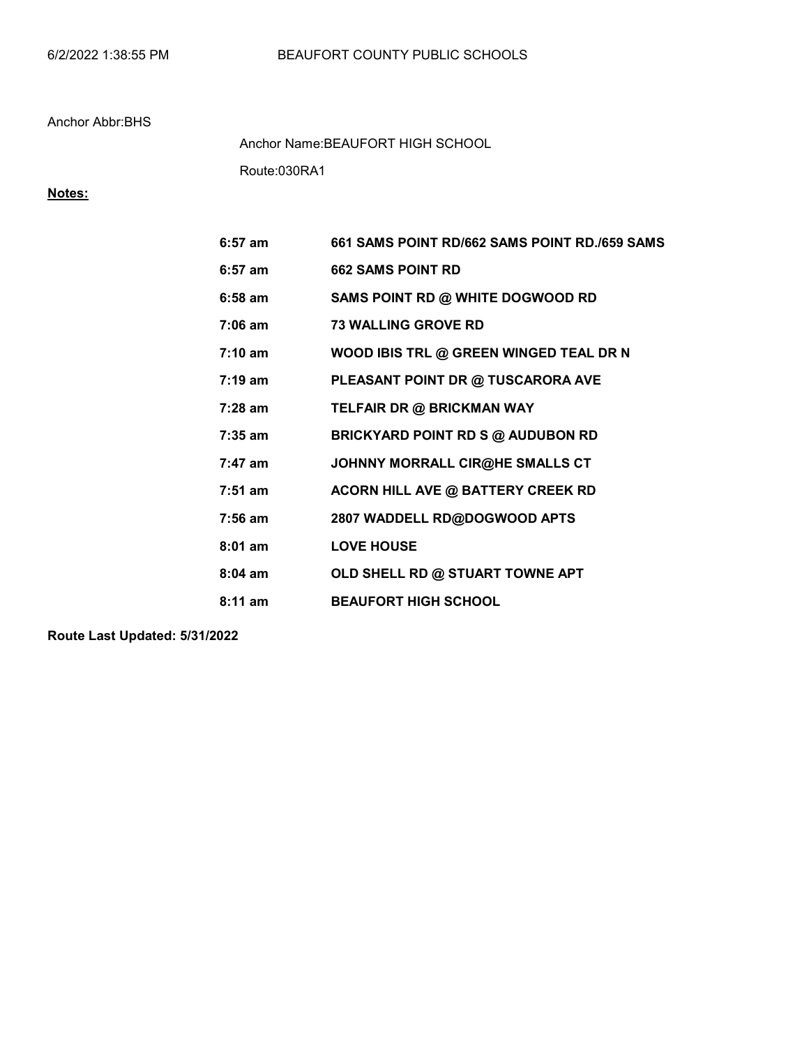Anchor Abbr:BHS

Anchor Name:BEAUFORT HIGH SCHOOL

Route:030RA1

**Notes:**

| | |
|---|---|
| **6:57 am** | **661 SAMS POINT RD/662 SAMS POINT RD./659 SAMS** |
| **6:57 am** | **662 SAMS POINT RD** |
| **6:58 am** | **SAMS POINT RD @ WHITE DOGWOOD RD** |
| **7:06 am** | **73 WALLING GROVE RD** |
| **7:10 am** | **WOOD IBIS TRL @ GREEN WINGED TEAL DR N** |
| **7:19 am** | **PLEASANT POINT DR @ TUSCARORA AVE** |
| **7:28 am** | **TELFAIR DR @ BRICKMAN WAY** |
| **7:35 am** | **BRICKYARD POINT RD S @ AUDUBON RD** |
| **7:47 am** | **JOHNNY MORRALL CIR@HE SMALLS CT** |
| **7:51 am** | **ACORN HILL AVE @ BATTERY CREEK RD** |
| **7:56 am** | **2807 WADDELL RD@DOGWOOD APTS** |
| **8:01 am** | **LOVE HOUSE** |
| **8:04 am** | **OLD SHELL RD @ STUART TOWNE APT** |
| **8:11 am** | **BEAUFORT HIGH SCHOOL** |

**Route Last Updated: 5/31/2022**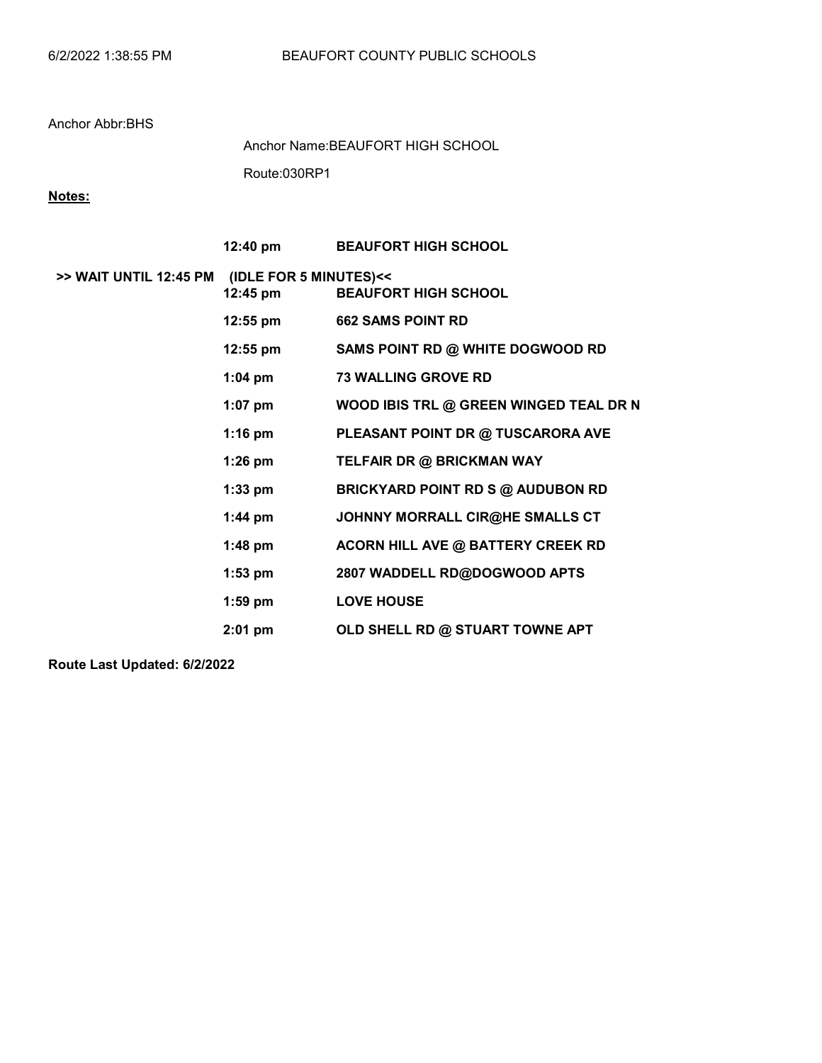BEAUFORT COUNTY PUBLIC SCHOOLS

Anchor Abbr:BHS

Anchor Name:BEAUFORT HIGH SCHOOL

Route:030RP1

**Notes:**

| | | |
|---|---|---|
| | **12:40 pm** | **BEAUFORT HIGH SCHOOL** |
| **>> WAIT UNTIL 12:45 PM** | **(IDLE FOR 5 MINUTES)<<** | |
| | **12:45 pm** | **BEAUFORT HIGH SCHOOL** |
| | **12:55 pm** | **662 SAMS POINT RD** |
| | **12:55 pm** | **SAMS POINT RD @ WHITE DOGWOOD RD** |
| | **1:04 pm** | **73 WALLING GROVE RD** |
| | **1:07 pm** | **WOOD IBIS TRL @ GREEN WINGED TEAL DR N** |
| | **1:16 pm** | **PLEASANT POINT DR @ TUSCARORA AVE** |
| | **1:26 pm** | **TELFAIR DR @ BRICKMAN WAY** |
| | **1:33 pm** | **BRICKYARD POINT RD S @ AUDUBON RD** |
| | **1:44 pm** | **JOHNNY MORRALL CIR@HE SMALLS CT** |
| | **1:48 pm** | **ACORN HILL AVE @ BATTERY CREEK RD** |
| | **1:53 pm** | **2807 WADDELL RD@DOGWOOD APTS** |
| | **1:59 pm** | **LOVE HOUSE** |
| | **2:01 pm** | **OLD SHELL RD @ STUART TOWNE APT** |

**Route Last Updated: 6/2/2022**